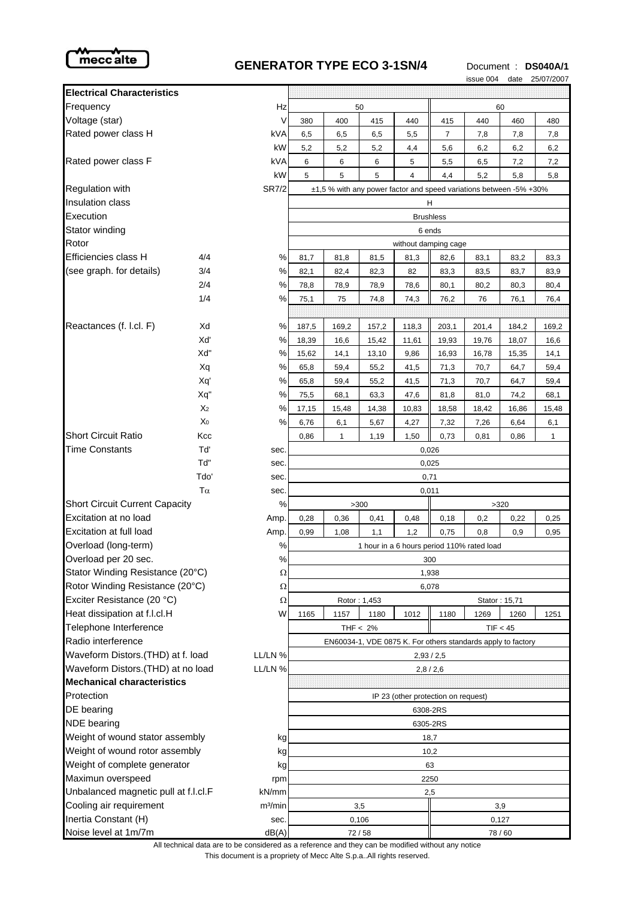# GENERATOR TYPE ECO 3-1SN/4

Document : **DS040A/1**
issue 004 date 25/07/2007

| | | | | | | | | | | |
|---|---|---|---|---|---|---|---|---|---|---|
| **Electrical Characteristics** | | | | | | | | | | |
| Frequency | | Hz | 50 | | | | 60 | | | |
| Voltage (star) | | V | 380 | 400 | 415 | 440 | 415 | 440 | 460 | 480 |
| Rated power class H | | kVA | 6,5 | 6,5 | 6,5 | 5,5 | 7 | 7,8 | 7,8 | 7,8 |
| | | kW | 5,2 | 5,2 | 5,2 | 4,4 | 5,6 | 6,2 | 6,2 | 6,2 |
| Rated power class F | | kVA | 6 | 6 | 6 | 5 | 5,5 | 6,5 | 7,2 | 7,2 |
| | | kW | 5 | 5 | 5 | 4 | 4,4 | 5,2 | 5,8 | 5,8 |
| Regulation with | | SR7/2 | ±1,5 % with any power factor and speed variations between -5% +30% | | | | | | | |
| Insulation class | | | H | | | | | | | |
| Execution | | | Brushless | | | | | | | |
| Stator winding | | | 6 ends | | | | | | | |
| Rotor | | | without damping cage | | | | | | | |
| Efficiencies class H | 4/4 | % | 81,7 | 81,8 | 81,5 | 81,3 | 82,6 | 83,1 | 83,2 | 83,3 |
| (see graph. for details) | 3/4 | % | 82,1 | 82,4 | 82,3 | 82 | 83,3 | 83,5 | 83,7 | 83,9 |
| | 2/4 | % | 78,8 | 78,9 | 78,9 | 78,6 | 80,1 | 80,2 | 80,3 | 80,4 |
| | 1/4 | % | 75,1 | 75 | 74,8 | 74,3 | 76,2 | 76 | 76,1 | 76,4 |
| Reactances (f. l.cl. F) | Xd | % | 187,5 | 169,2 | 157,2 | 118,3 | 203,1 | 201,4 | 184,2 | 169,2 |
| | Xd' | % | 18,39 | 16,6 | 15,42 | 11,61 | 19,93 | 19,76 | 18,07 | 16,6 |
| | Xd'' | % | 15,62 | 14,1 | 13,10 | 9,86 | 16,93 | 16,78 | 15,35 | 14,1 |
| | Xq | % | 65,8 | 59,4 | 55,2 | 41,5 | 71,3 | 70,7 | 64,7 | 59,4 |
| | Xq' | % | 65,8 | 59,4 | 55,2 | 41,5 | 71,3 | 70,7 | 64,7 | 59,4 |
| | Xq'' | % | 75,5 | 68,1 | 63,3 | 47,6 | 81,8 | 81,0 | 74,2 | 68,1 |
| | $X_2$ | % | 17,15 | 15,48 | 14,38 | 10,83 | 18,58 | 18,42 | 16,86 | 15,48 |
| | $X_0$ | % | 6,76 | 6,1 | 5,67 | 4,27 | 7,32 | 7,26 | 6,64 | 6,1 |
| Short Circuit Ratio | Kcc | | 0,86 | 1 | 1,19 | 1,50 | 0,73 | 0,81 | 0,86 | 1 |
| Time Constants | Td' | sec. | 0,026 | | | | | | | |
| | Td'' | sec. | 0,025 | | | | | | | |
| | Tdo' | sec. | 0,71 | | | | | | | |
| | $T\alpha$ | sec. | 0,011 | | | | | | | |
| Short Circuit Current Capacity | | % | >300 | | | | >320 | | | |
| Excitation at no load | | Amp. | 0,28 | 0,36 | 0,41 | 0,48 | 0,18 | 0,2 | 0,22 | 0,25 |
| Excitation at full load | | Amp. | 0,99 | 1,08 | 1,1 | 1,2 | 0,75 | 0,8 | 0,9 | 0,95 |
| Overload (long-term) | | % | 1 hour in a 6 hours period 110% rated load | | | | | | | |
| Overload per 20 sec. | | % | 300 | | | | | | | |
| Stator Winding Resistance (20°C) | | Ω | 1,938 | | | | | | | |
| Rotor Winding Resistance (20°C) | | Ω | 6,078 | | | | | | | |
| Exciter Resistance (20 °C) | | Ω | Rotor : 1,453 | | | | Stator : 15,71 | | | |
| Heat dissipation at f.l.cl.H | | W | 1165 | 1157 | 1180 | 1012 | 1180 | 1269 | 1260 | 1251 |
| Telephone Interference | | | THF < 2% | | | | TIF < 45 | | | |
| Radio interference | | | EN60034-1, VDE 0875 K. For others standards apply to factory | | | | | | | |
| Waveform Distors.(THD) at f. load | | LL/LN % | 2,93 / 2,5 | | | | | | | |
| Waveform Distors.(THD) at no load | | LL/LN % | 2,8 / 2,6 | | | | | | | |
| **Mechanical characteristics** | | | | | | | | | | |
| Protection | | | IP 23 (other protection on request) | | | | | | | |
| DE bearing | | | 6308-2RS | | | | | | | |
| NDE bearing | | | 6305-2RS | | | | | | | |
| Weight of wound stator assembly | | kg | 18,7 | | | | | | | |
| Weight of wound rotor assembly | | kg | 10,2 | | | | | | | |
| Weight of complete generator | | kg | 63 | | | | | | | |
| Maximun overspeed | | rpm | 2250 | | | | | | | |
| Unbalanced magnetic pull at f.l.cl.F | | kN/mm | 2,5 | | | | | | | |
| Cooling air requirement | | $m^3/min$ | 3,5 | | | | 3,9 | | | |
| Inertia Constant (H) | | sec. | 0,106 | | | | 0,127 | | | |
| Noise level at 1m/7m | | dB(A) | 72 / 58 | | | | 78 / 60 | | | |

All technical data are to be considered as a reference and they can be modified without any notice

This document is a propriety of Mecc Alte S.p.a..All rights reserved.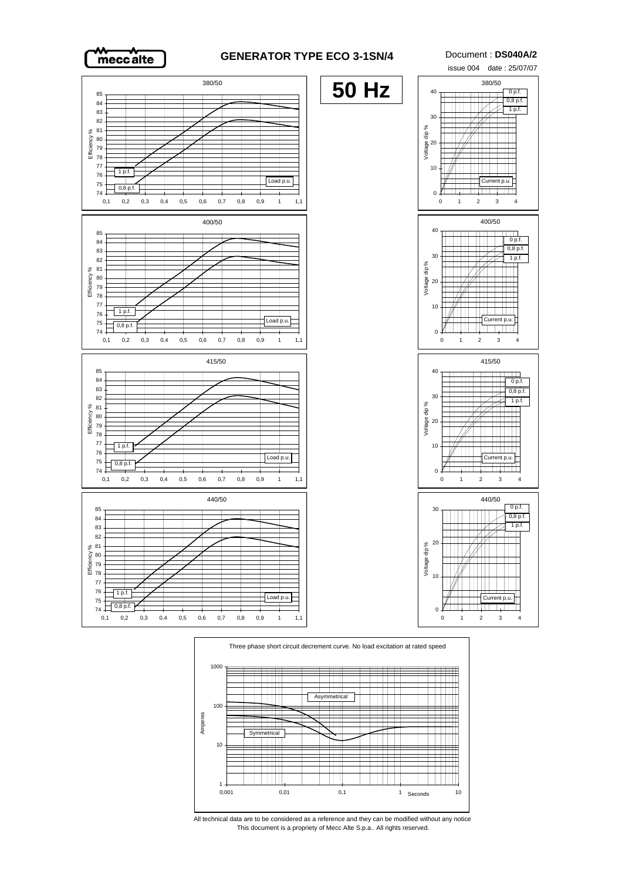# GENERATOR TYPE ECO 3-1SN/4

Document : **DS040A/2**

issue 004 date : 25/07/07

**50 Hz**

380/50

1 p.f.

0,8 p.f.

Load p.u.

Efficiency %

400/50

415/50

440/50

Voltage dip %

0 p.f.

0,8 p.f.

1 p.f.

Current p.u.

Three phase short circuit decrement curve. No load excitation at rated speed

Asymmetrical

Symmetrical

Amperes

Seconds

All technical data are to be considered as a reference and they can be modified without any notice

This document is a propriety of Mecc Alte S.p.a.. All rights reserved.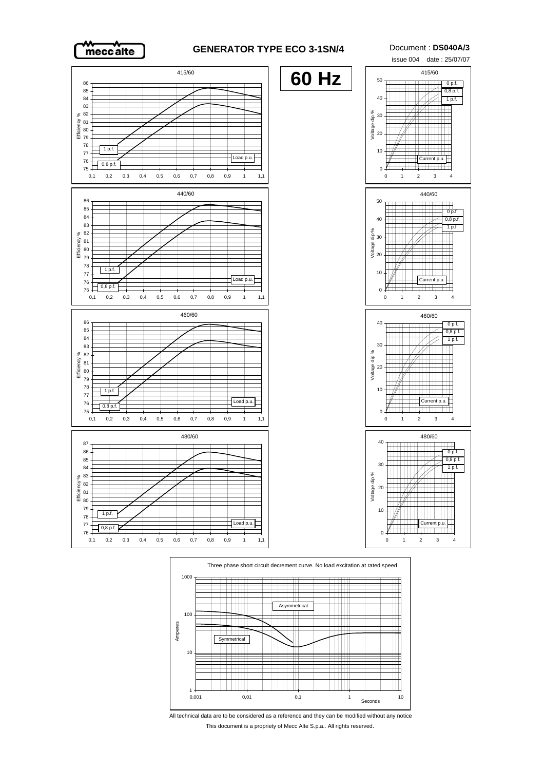# GENERATOR TYPE ECO 3-1SN/4

Document : **DS040A/3**

issue 004 date : 25/07/07

**60 Hz**

415/60

Efficiency % — 1 p.f., 0,8 p.f. — Load p.u.

Voltage dip % — 0 p.f., 0,8 p.f., 1 p.f. — Current p.u.

440/60

Efficiency % — 1 p.f., 0,8 p.f. — Load p.u.

Voltage dip % — 0 p.f., 0,8 p.f., 1 p.f. — Current p.u.

460/60

Efficiency % — 1 p.f., 0,8 p.f. — Load p.u.

Voltage dip % — 0 p.f., 0,8 p.f., 1 p.f. — Current p.u.

480/60

Efficiency % — 1 p.f., 0,8 p.f. — Load p.u.

Voltage dip % — 0 p.f., 0,8 p.f., 1 p.f. — Current p.u.

Three phase short circuit decrement curve. No load excitation at rated speed

Amperes — Asymmetrical, Symmetrical — Seconds

All technical data are to be considered as a reference and they can be modified without any notice

This document is a propriety of Mecc Alte S.p.a.. All rights reserved.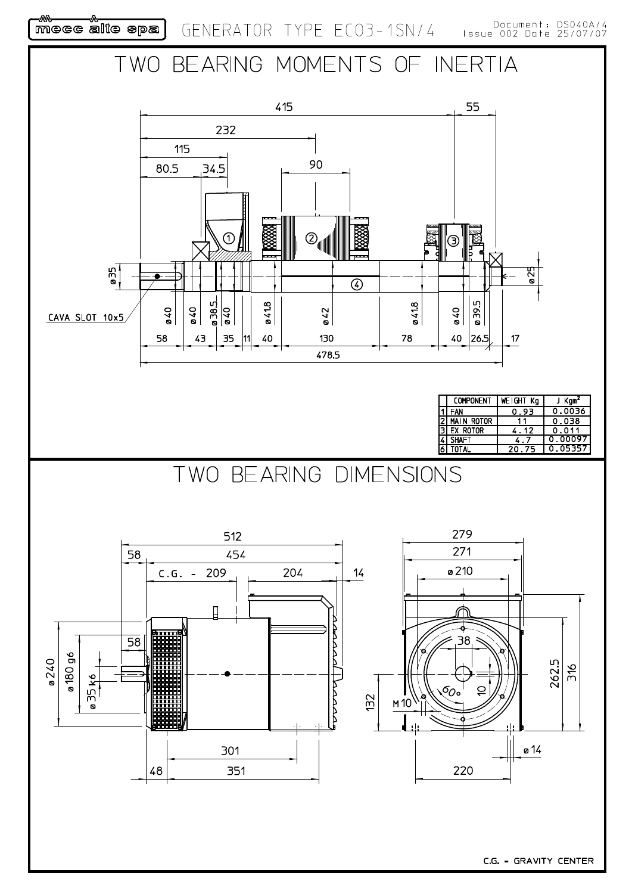mecc alte spa — GENERATOR TYPE ECO3-1SN/4 — Document: DS040A/4 Issue 002 Date 25/07/07

# TWO BEARING MOMENTS OF INERTIA

415 | 55 | 232 | 115 | 80.5 | 34.5 | 90

ø35 | ø25 | CAVA SLOT 10x5

ø40 | ø40 | ø38.5 | ø40 | ø41.8 | ø42 | ø41.8 | ø40 | ø39.5

58 | 43 | 35 | 11 | 40 | 130 | 78 | 40 | 26.5 | 17

478.5

| | COMPONENT | WEIGHT Kg | J Kgm² |
|---|---|---|---|
| 1 | FAN | 0.93 | 0.0036 |
| 2 | MAIN ROTOR | 11 | 0.038 |
| 3 | EX ROTOR | 4.12 | 0.011 |
| 4 | SHAFT | 4.7 | 0.00097 |
| 6 | TOTAL | 20.75 | 0.05357 |

# TWO BEARING DIMENSIONS

512 | 58 | 454 | C.G. - 209 | 204 | 14 | 58

ø240 | ø180 g6 | ø35 k6

301 | 48 | 351

279 | 271 | ø210 | 38 | 10 | 60° | M10 | 132 | 262.5 | 316 | ø14 | 220

C.G. = GRAVITY CENTER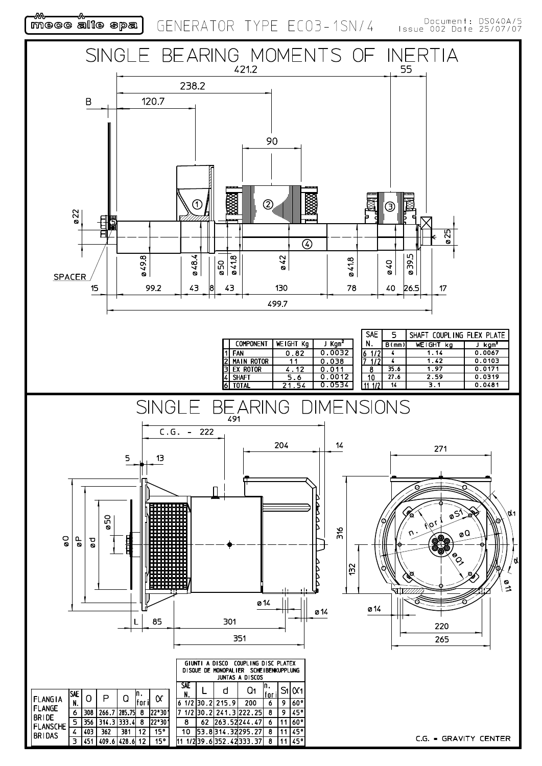mecc alte spa GENERATOR TYPE ECO3-1SN/4

Document: DS040A/5
Issue 002 Date 25/07/07

# SINGLE BEARING MOMENTS OF INERTIA

| | COMPONENT | WEIGHT Kg | J Kgm² |
|---|---|---|---|
| 1 | FAN | 0.82 | 0.0032 |
| 2 | MAIN ROTOR | 11 | 0.038 |
| 3 | EX ROTOR | 4.12 | 0.011 |
| 4 | SHAFT | 5.6 | 0.0012 |
| 6 | TOTAL | 21.54 | 0.0534 |

| SAE N. | 5 B(mm) | SHAFT COUPLING FLEX PLATE WEIGHT kg | J kgm² |
|---|---|---|---|
| 6 1/2 | 4 | 1.14 | 0.0067 |
| 7 1/2 | 4 | 1.42 | 0.0103 |
| 8 | 35.6 | 1.97 | 0.0171 |
| 10 | 27.6 | 2.59 | 0.0319 |
| 11 1/2 | 14 | 3.1 | 0.0481 |

# SINGLE BEARING DIMENSIONS

| FLANGIA FLANGE BRIDE FLANSCHE BRIDAS SAE N. | O | P | Q | n. fori | α |
|---|---|---|---|---|---|
| 6 | 308 | 266.7 | 285.75 | 8 | 22°30' |
| 5 | 356 | 314.3 | 333.4 | 8 | 22°30' |
| 4 | 403 | 362 | 381 | 12 | 15° |
| 3 | 451 | 409.6 | 428.6 | 12 | 15° |

GIUNTI A DISCO COUPLING DISC PLATEX DISQUE DE MONOPALIER SCHEIBENKUPPLUNG JUNTAS A DISCOS

| SAE N. | L | d | Q1 | n. fori | S1 | α1 |
|---|---|---|---|---|---|---|
| 6 1/2 | 30.2 | 215.9 | 200 | 6 | 9 | 60° |
| 7 1/2 | 30.2 | 241.3 | 222.25 | 8 | 9 | 45° |
| 8 | 62 | 263.52 | 244.47 | 6 | 11 | 60° |
| 10 | 53.8 | 314.32 | 295.27 | 8 | 11 | 45° |
| 11 1/2 | 39.6 | 352.42 | 333.37 | 8 | 11 | 45° |

C.G. = GRAVITY CENTER